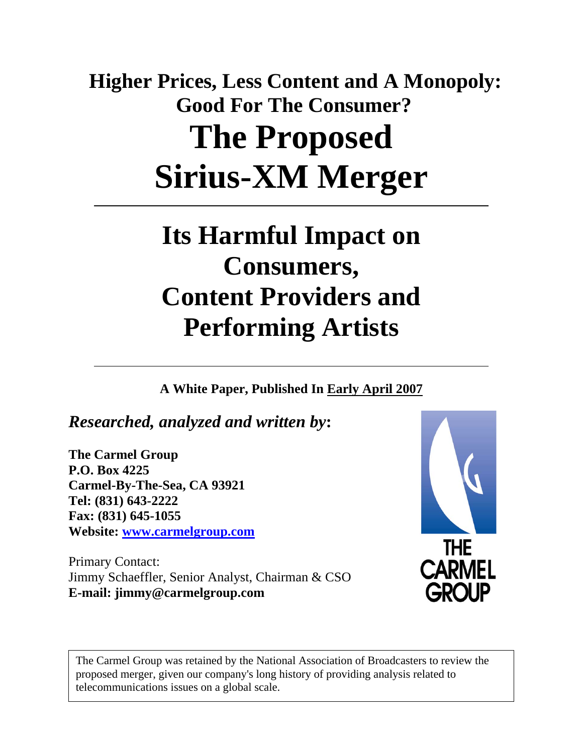# Higher Prices, Less Content and A Monopoly: Good For The Consumer?

# The Proposed Sirius-XM Merger

---

## Its Harmful Impact on Consumers, Content Providers and Performing Artists

---

**A White Paper, Published In Early April 2007**

*Researched, analyzed and written by***:**

**The Carmel Group**
**P.O. Box 4225**
**Carmel-By-The-Sea, CA 93921**
**Tel: (831) 643-2222**
**Fax: (831) 645-1055**
**Website: www.carmelgroup.com**

Primary Contact:
Jimmy Schaeffler, Senior Analyst, Chairman & CSO
**E-mail: jimmy@carmelgroup.com**

THE CARMEL GROUP

The Carmel Group was retained by the National Association of Broadcasters to review the proposed merger, given our company's long history of providing analysis related to telecommunications issues on a global scale.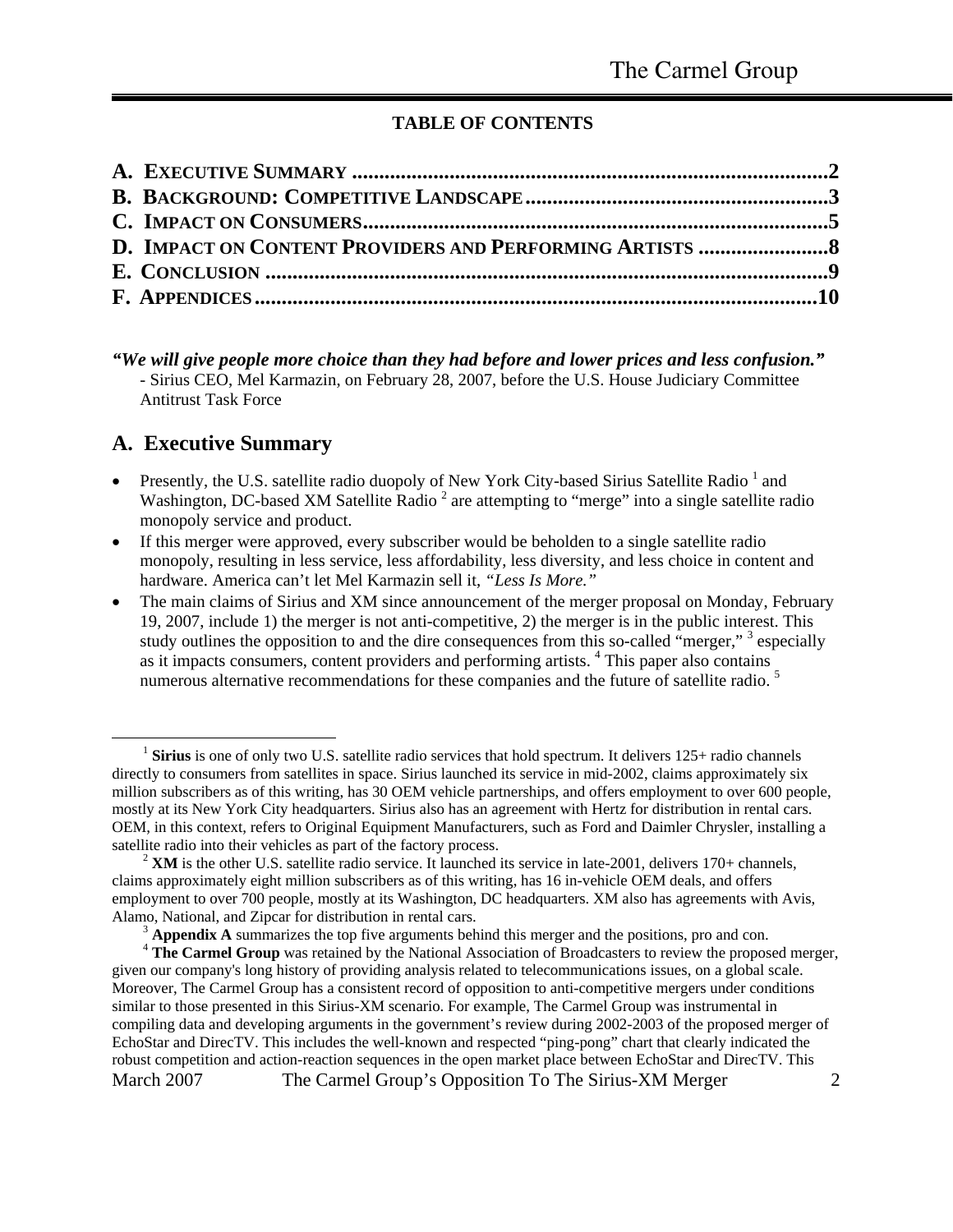**TABLE OF CONTENTS**

**A. EXECUTIVE SUMMARY** ..... **2**
**B. BACKGROUND: COMPETITIVE LANDSCAPE** ..... **3**
**C. IMPACT ON CONSUMERS** ..... **5**
**D. IMPACT ON CONTENT PROVIDERS AND PERFORMING ARTISTS** ..... **8**
**E. CONCLUSION** ..... **9**
**F. APPENDICES** ..... **10**

***"We will give people more choice than they had before and lower prices and less confusion."***
- Sirius CEO, Mel Karmazin, on February 28, 2007, before the U.S. House Judiciary Committee Antitrust Task Force

## A. Executive Summary

- Presently, the U.S. satellite radio duopoly of New York City-based Sirius Satellite Radio [1] and Washington, DC-based XM Satellite Radio [2] are attempting to "merge" into a single satellite radio monopoly service and product.
- If this merger were approved, every subscriber would be beholden to a single satellite radio monopoly, resulting in less service, less affordability, less diversity, and less choice in content and hardware. America can't let Mel Karmazin sell it, *"Less Is More."*
- The main claims of Sirius and XM since announcement of the merger proposal on Monday, February 19, 2007, include 1) the merger is not anti-competitive, 2) the merger is in the public interest. This study outlines the opposition to and the dire consequences from this so-called "merger," [3] especially as it impacts consumers, content providers and performing artists. [4] This paper also contains numerous alternative recommendations for these companies and the future of satellite radio. [5]

---

[1] **Sirius** is one of only two U.S. satellite radio services that hold spectrum. It delivers 125+ radio channels directly to consumers from satellites in space. Sirius launched its service in mid-2002, claims approximately six million subscribers as of this writing, has 30 OEM vehicle partnerships, and offers employment to over 600 people, mostly at its New York City headquarters. Sirius also has an agreement with Hertz for distribution in rental cars. OEM, in this context, refers to Original Equipment Manufacturers, such as Ford and Daimler Chrysler, installing a satellite radio into their vehicles as part of the factory process.

[2] **XM** is the other U.S. satellite radio service. It launched its service in late-2001, delivers 170+ channels, claims approximately eight million subscribers as of this writing, has 16 in-vehicle OEM deals, and offers employment to over 700 people, mostly at its Washington, DC headquarters. XM also has agreements with Avis, Alamo, National, and Zipcar for distribution in rental cars.

[3] **Appendix A** summarizes the top five arguments behind this merger and the positions, pro and con.

[4] **The Carmel Group** was retained by the National Association of Broadcasters to review the proposed merger, given our company's long history of providing analysis related to telecommunications issues, on a global scale. Moreover, The Carmel Group has a consistent record of opposition to anti-competitive mergers under conditions similar to those presented in this Sirius-XM scenario. For example, The Carmel Group was instrumental in compiling data and developing arguments in the government's review during 2002-2003 of the proposed merger of EchoStar and DirecTV. This includes the well-known and respected "ping-pong" chart that clearly indicated the robust competition and action-reaction sequences in the open market place between EchoStar and DirecTV. This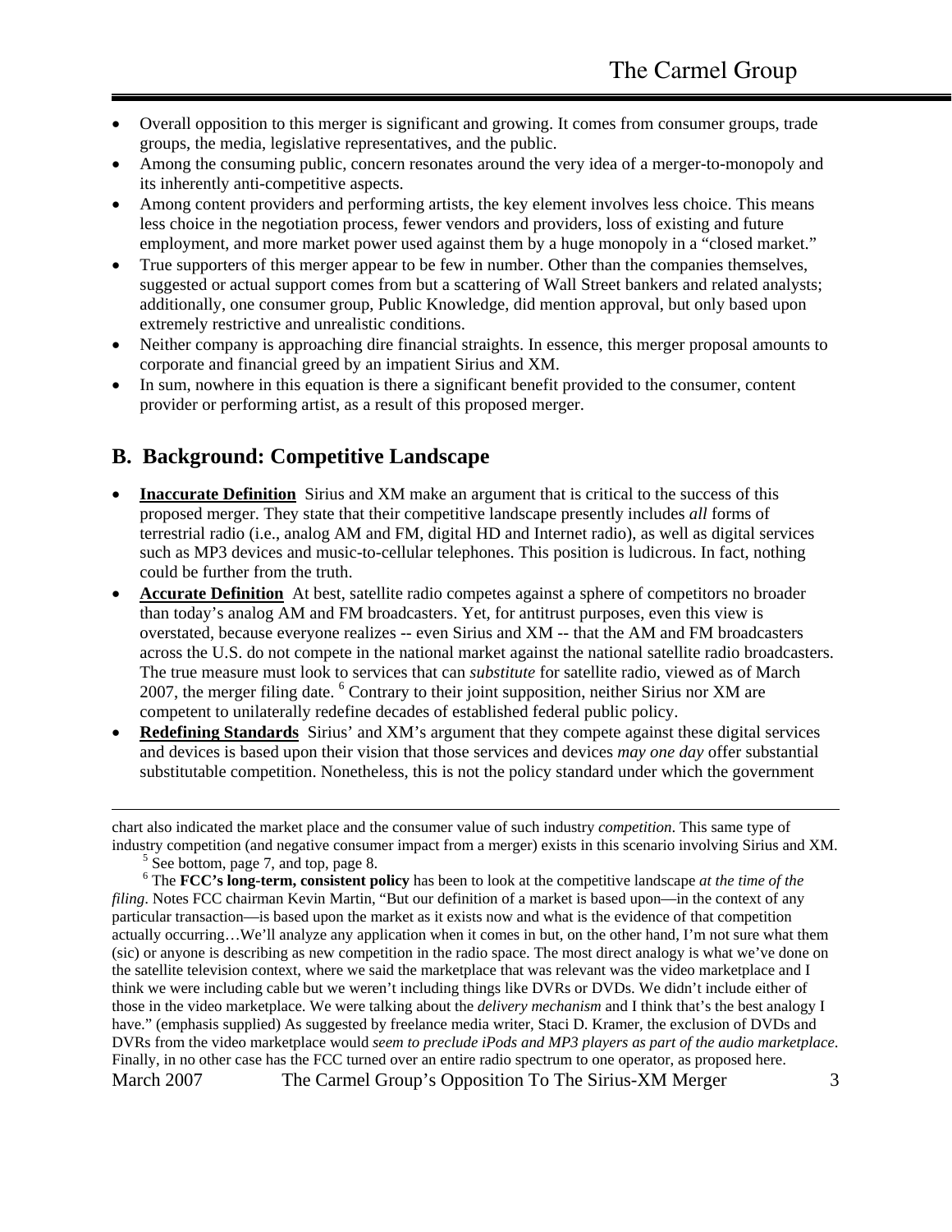- Overall opposition to this merger is significant and growing. It comes from consumer groups, trade groups, the media, legislative representatives, and the public.
- Among the consuming public, concern resonates around the very idea of a merger-to-monopoly and its inherently anti-competitive aspects.
- Among content providers and performing artists, the key element involves less choice. This means less choice in the negotiation process, fewer vendors and providers, loss of existing and future employment, and more market power used against them by a huge monopoly in a "closed market."
- True supporters of this merger appear to be few in number. Other than the companies themselves, suggested or actual support comes from but a scattering of Wall Street bankers and related analysts; additionally, one consumer group, Public Knowledge, did mention approval, but only based upon extremely restrictive and unrealistic conditions.
- Neither company is approaching dire financial straights. In essence, this merger proposal amounts to corporate and financial greed by an impatient Sirius and XM.
- In sum, nowhere in this equation is there a significant benefit provided to the consumer, content provider or performing artist, as a result of this proposed merger.

## B. Background: Competitive Landscape

- **Inaccurate Definition** Sirius and XM make an argument that is critical to the success of this proposed merger. They state that their competitive landscape presently includes *all* forms of terrestrial radio (i.e., analog AM and FM, digital HD and Internet radio), as well as digital services such as MP3 devices and music-to-cellular telephones. This position is ludicrous. In fact, nothing could be further from the truth.
- **Accurate Definition** At best, satellite radio competes against a sphere of competitors no broader than today's analog AM and FM broadcasters. Yet, for antitrust purposes, even this view is overstated, because everyone realizes -- even Sirius and XM -- that the AM and FM broadcasters across the U.S. do not compete in the national market against the national satellite radio broadcasters. The true measure must look to services that can *substitute* for satellite radio, viewed as of March 2007, the merger filing date. [6] Contrary to their joint supposition, neither Sirius nor XM are competent to unilaterally redefine decades of established federal public policy.
- **Redefining Standards** Sirius' and XM's argument that they compete against these digital services and devices is based upon their vision that those services and devices *may one day* offer substantial substitutable competition. Nonetheless, this is not the policy standard under which the government

---

chart also indicated the market place and the consumer value of such industry *competition*. This same type of industry competition (and negative consumer impact from a merger) exists in this scenario involving Sirius and XM.

[5] See bottom, page 7, and top, page 8.

[6] The **FCC's long-term, consistent policy** has been to look at the competitive landscape *at the time of the filing*. Notes FCC chairman Kevin Martin, "But our definition of a market is based upon—in the context of any particular transaction—is based upon the market as it exists now and what is the evidence of that competition actually occurring…We'll analyze any application when it comes in but, on the other hand, I'm not sure what them (sic) or anyone is describing as new competition in the radio space. The most direct analogy is what we've done on the satellite television context, where we said the marketplace that was relevant was the video marketplace and I think we were including cable but we weren't including things like DVRs or DVDs. We didn't include either of those in the video marketplace. We were talking about the *delivery mechanism* and I think that's the best analogy I have." (emphasis supplied) As suggested by freelance media writer, Staci D. Kramer, the exclusion of DVDs and DVRs from the video marketplace would *seem to preclude iPods and MP3 players as part of the audio marketplace*. Finally, in no other case has the FCC turned over an entire radio spectrum to one operator, as proposed here.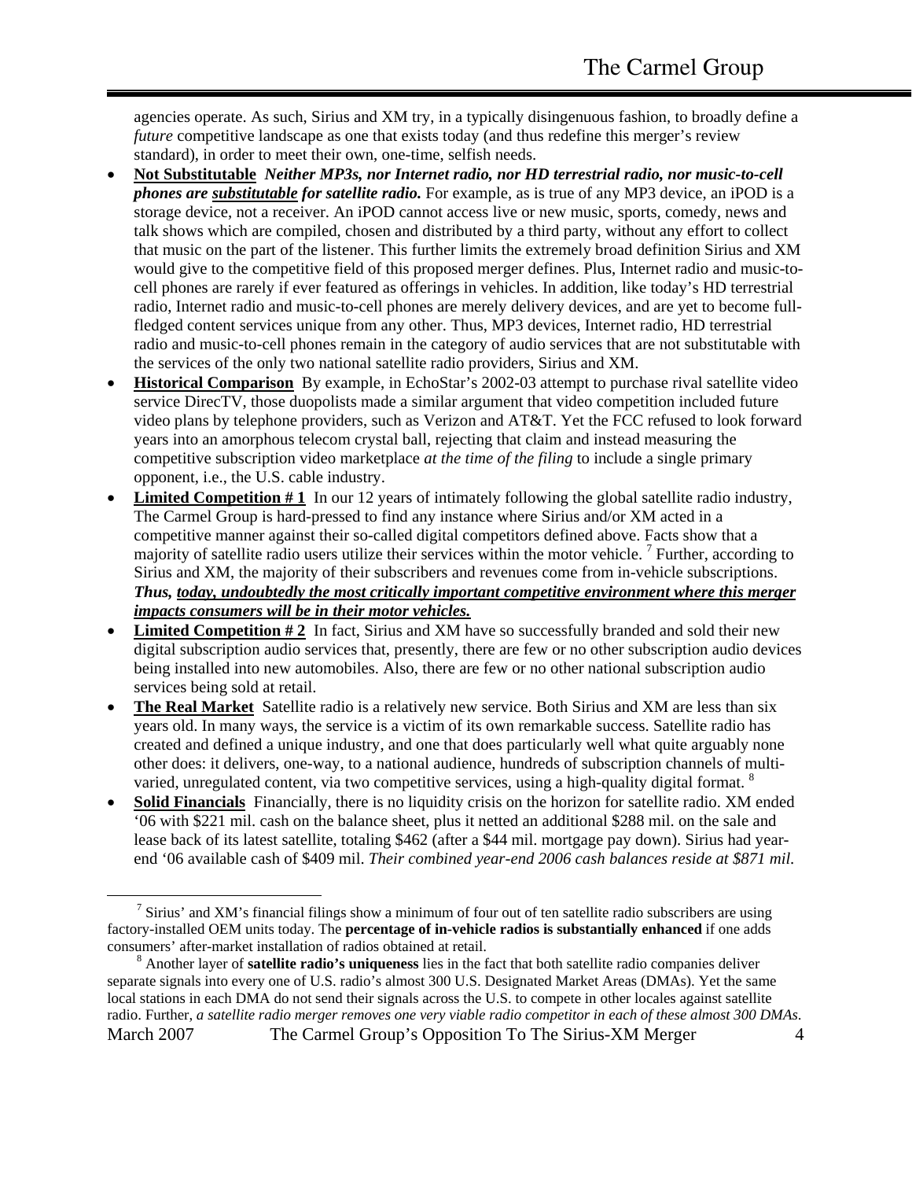agencies operate. As such, Sirius and XM try, in a typically disingenuous fashion, to broadly define a *future* competitive landscape as one that exists today (and thus redefine this merger's review standard), in order to meet their own, one-time, selfish needs.

- **Not Substitutable** ***Neither MP3s, nor Internet radio, nor HD terrestrial radio, nor music-to-cell phones are <u>substitutable</u> for satellite radio.*** For example, as is true of any MP3 device, an iPOD is a storage device, not a receiver. An iPOD cannot access live or new music, sports, comedy, news and talk shows which are compiled, chosen and distributed by a third party, without any effort to collect that music on the part of the listener. This further limits the extremely broad definition Sirius and XM would give to the competitive field of this proposed merger defines. Plus, Internet radio and music-to-cell phones are rarely if ever featured as offerings in vehicles. In addition, like today's HD terrestrial radio, Internet radio and music-to-cell phones are merely delivery devices, and are yet to become full-fledged content services unique from any other. Thus, MP3 devices, Internet radio, HD terrestrial radio and music-to-cell phones remain in the category of audio services that are not substitutable with the services of the only two national satellite radio providers, Sirius and XM.
- **Historical Comparison** By example, in EchoStar's 2002-03 attempt to purchase rival satellite video service DirecTV, those duopolists made a similar argument that video competition included future video plans by telephone providers, such as Verizon and AT&T. Yet the FCC refused to look forward years into an amorphous telecom crystal ball, rejecting that claim and instead measuring the competitive subscription video marketplace *at the time of the filing* to include a single primary opponent, i.e., the U.S. cable industry.
- **Limited Competition # 1** In our 12 years of intimately following the global satellite radio industry, The Carmel Group is hard-pressed to find any instance where Sirius and/or XM acted in a competitive manner against their so-called digital competitors defined above. Facts show that a majority of satellite radio users utilize their services within the motor vehicle. [7] Further, according to Sirius and XM, the majority of their subscribers and revenues come from in-vehicle subscriptions. ***Thus, <u>today, undoubtedly the most critically important competitive environment where this merger impacts consumers will be in their motor vehicles.</u>***
- **Limited Competition # 2** In fact, Sirius and XM have so successfully branded and sold their new digital subscription audio services that, presently, there are few or no other subscription audio devices being installed into new automobiles. Also, there are few or no other national subscription audio services being sold at retail.
- **The Real Market** Satellite radio is a relatively new service. Both Sirius and XM are less than six years old. In many ways, the service is a victim of its own remarkable success. Satellite radio has created and defined a unique industry, and one that does particularly well what quite arguably none other does: it delivers, one-way, to a national audience, hundreds of subscription channels of multi-varied, unregulated content, via two competitive services, using a high-quality digital format. [8]
- **Solid Financials** Financially, there is no liquidity crisis on the horizon for satellite radio. XM ended '06 with $221 mil. cash on the balance sheet, plus it netted an additional $288 mil. on the sale and lease back of its latest satellite, totaling $462 (after a $44 mil. mortgage pay down). Sirius had year-end '06 available cash of $409 mil. *Their combined year-end 2006 cash balances reside at $871 mil.*

---

[7] Sirius' and XM's financial filings show a minimum of four out of ten satellite radio subscribers are using factory-installed OEM units today. The **percentage of in-vehicle radios is substantially enhanced** if one adds consumers' after-market installation of radios obtained at retail.

[8] Another layer of **satellite radio's uniqueness** lies in the fact that both satellite radio companies deliver separate signals into every one of U.S. radio's almost 300 U.S. Designated Market Areas (DMAs). Yet the same local stations in each DMA do not send their signals across the U.S. to compete in other locales against satellite radio. Further, *a satellite radio merger removes one very viable radio competitor in each of these almost 300 DMAs.*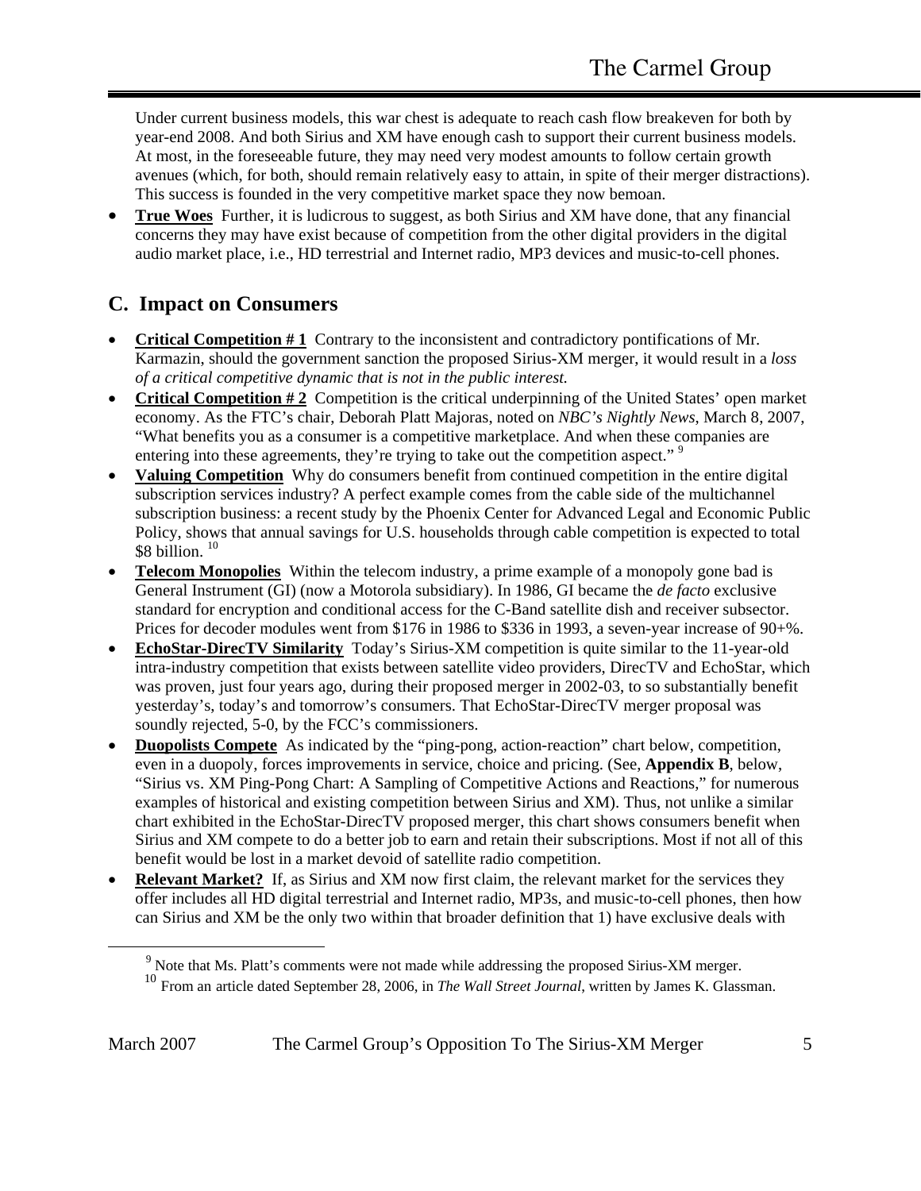Under current business models, this war chest is adequate to reach cash flow breakeven for both by year-end 2008. And both Sirius and XM have enough cash to support their current business models. At most, in the foreseeable future, they may need very modest amounts to follow certain growth avenues (which, for both, should remain relatively easy to attain, in spite of their merger distractions). This success is founded in the very competitive market space they now bemoan.

- **True Woes** Further, it is ludicrous to suggest, as both Sirius and XM have done, that any financial concerns they may have exist because of competition from the other digital providers in the digital audio market place, i.e., HD terrestrial and Internet radio, MP3 devices and music-to-cell phones.

## C. Impact on Consumers

- **Critical Competition # 1** Contrary to the inconsistent and contradictory pontifications of Mr. Karmazin, should the government sanction the proposed Sirius-XM merger, it would result in a *loss of a critical competitive dynamic that is not in the public interest.*
- **Critical Competition # 2** Competition is the critical underpinning of the United States' open market economy. As the FTC's chair, Deborah Platt Majoras, noted on *NBC's Nightly News*, March 8, 2007, "What benefits you as a consumer is a competitive marketplace. And when these companies are entering into these agreements, they're trying to take out the competition aspect." [9]
- **Valuing Competition** Why do consumers benefit from continued competition in the entire digital subscription services industry? A perfect example comes from the cable side of the multichannel subscription business: a recent study by the Phoenix Center for Advanced Legal and Economic Public Policy, shows that annual savings for U.S. households through cable competition is expected to total $8 billion. [10]
- **Telecom Monopolies** Within the telecom industry, a prime example of a monopoly gone bad is General Instrument (GI) (now a Motorola subsidiary). In 1986, GI became the *de facto* exclusive standard for encryption and conditional access for the C-Band satellite dish and receiver subsector. Prices for decoder modules went from $176 in 1986 to $336 in 1993, a seven-year increase of 90+%.
- **EchoStar-DirecTV Similarity** Today's Sirius-XM competition is quite similar to the 11-year-old intra-industry competition that exists between satellite video providers, DirecTV and EchoStar, which was proven, just four years ago, during their proposed merger in 2002-03, to so substantially benefit yesterday's, today's and tomorrow's consumers. That EchoStar-DirecTV merger proposal was soundly rejected, 5-0, by the FCC's commissioners.
- **Duopolists Compete** As indicated by the "ping-pong, action-reaction" chart below, competition, even in a duopoly, forces improvements in service, choice and pricing. (See, **Appendix B**, below, "Sirius vs. XM Ping-Pong Chart: A Sampling of Competitive Actions and Reactions," for numerous examples of historical and existing competition between Sirius and XM). Thus, not unlike a similar chart exhibited in the EchoStar-DirecTV proposed merger, this chart shows consumers benefit when Sirius and XM compete to do a better job to earn and retain their subscriptions. Most if not all of this benefit would be lost in a market devoid of satellite radio competition.
- **Relevant Market?** If, as Sirius and XM now first claim, the relevant market for the services they offer includes all HD digital terrestrial and Internet radio, MP3s, and music-to-cell phones, then how can Sirius and XM be the only two within that broader definition that 1) have exclusive deals with

---

[9] Note that Ms. Platt's comments were not made while addressing the proposed Sirius-XM merger.

[10] From an article dated September 28, 2006, in *The Wall Street Journal*, written by James K. Glassman.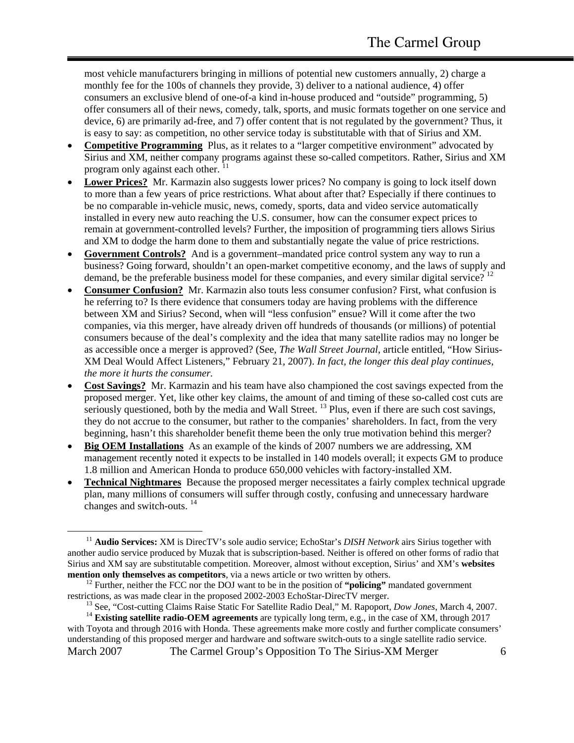most vehicle manufacturers bringing in millions of potential new customers annually, 2) charge a monthly fee for the 100s of channels they provide, 3) deliver to a national audience, 4) offer consumers an exclusive blend of one-of-a kind in-house produced and "outside" programming, 5) offer consumers all of their news, comedy, talk, sports, and music formats together on one service and device, 6) are primarily ad-free, and 7) offer content that is not regulated by the government? Thus, it is easy to say: as competition, no other service today is substitutable with that of Sirius and XM.

- **Competitive Programming** Plus, as it relates to a "larger competitive environment" advocated by Sirius and XM, neither company programs against these so-called competitors. Rather, Sirius and XM program only against each other. [11]
- **Lower Prices?** Mr. Karmazin also suggests lower prices? No company is going to lock itself down to more than a few years of price restrictions. What about after that? Especially if there continues to be no comparable in-vehicle music, news, comedy, sports, data and video service automatically installed in every new auto reaching the U.S. consumer, how can the consumer expect prices to remain at government-controlled levels? Further, the imposition of programming tiers allows Sirius and XM to dodge the harm done to them and substantially negate the value of price restrictions.
- **Government Controls?** And is a government–mandated price control system any way to run a business? Going forward, shouldn't an open-market competitive economy, and the laws of supply and demand, be the preferable business model for these companies, and every similar digital service? [12]
- **Consumer Confusion?** Mr. Karmazin also touts less consumer confusion? First, what confusion is he referring to? Is there evidence that consumers today are having problems with the difference between XM and Sirius? Second, when will "less confusion" ensue? Will it come after the two companies, via this merger, have already driven off hundreds of thousands (or millions) of potential consumers because of the deal's complexity and the idea that many satellite radios may no longer be as accessible once a merger is approved? (See, *The Wall Street Journal*, article entitled, "How Sirius-XM Deal Would Affect Listeners," February 21, 2007). *In fact, the longer this deal play continues, the more it hurts the consumer.*
- **Cost Savings?** Mr. Karmazin and his team have also championed the cost savings expected from the proposed merger. Yet, like other key claims, the amount of and timing of these so-called cost cuts are seriously questioned, both by the media and Wall Street. [13] Plus, even if there are such cost savings, they do not accrue to the consumer, but rather to the companies' shareholders. In fact, from the very beginning, hasn't this shareholder benefit theme been the only true motivation behind this merger?
- **Big OEM Installations** As an example of the kinds of 2007 numbers we are addressing, XM management recently noted it expects to be installed in 140 models overall; it expects GM to produce 1.8 million and American Honda to produce 650,000 vehicles with factory-installed XM.
- **Technical Nightmares** Because the proposed merger necessitates a fairly complex technical upgrade plan, many millions of consumers will suffer through costly, confusing and unnecessary hardware changes and switch-outs. [14]

---

[11] **Audio Services:** XM is DirecTV's sole audio service; EchoStar's *DISH Network* airs Sirius together with another audio service produced by Muzak that is subscription-based. Neither is offered on other forms of radio that Sirius and XM say are substitutable competition. Moreover, almost without exception, Sirius' and XM's **websites mention only themselves as competitors**, via a news article or two written by others.

[12] Further, neither the FCC nor the DOJ want to be in the position of **"policing"** mandated government restrictions, as was made clear in the proposed 2002-2003 EchoStar-DirecTV merger.

[13] See, "Cost-cutting Claims Raise Static For Satellite Radio Deal," M. Rapoport, *Dow Jones*, March 4, 2007.

[14] **Existing satellite radio-OEM agreements** are typically long term, e.g., in the case of XM, through 2017 with Toyota and through 2016 with Honda. These agreements make more costly and further complicate consumers' understanding of this proposed merger and hardware and software switch-outs to a single satellite radio service.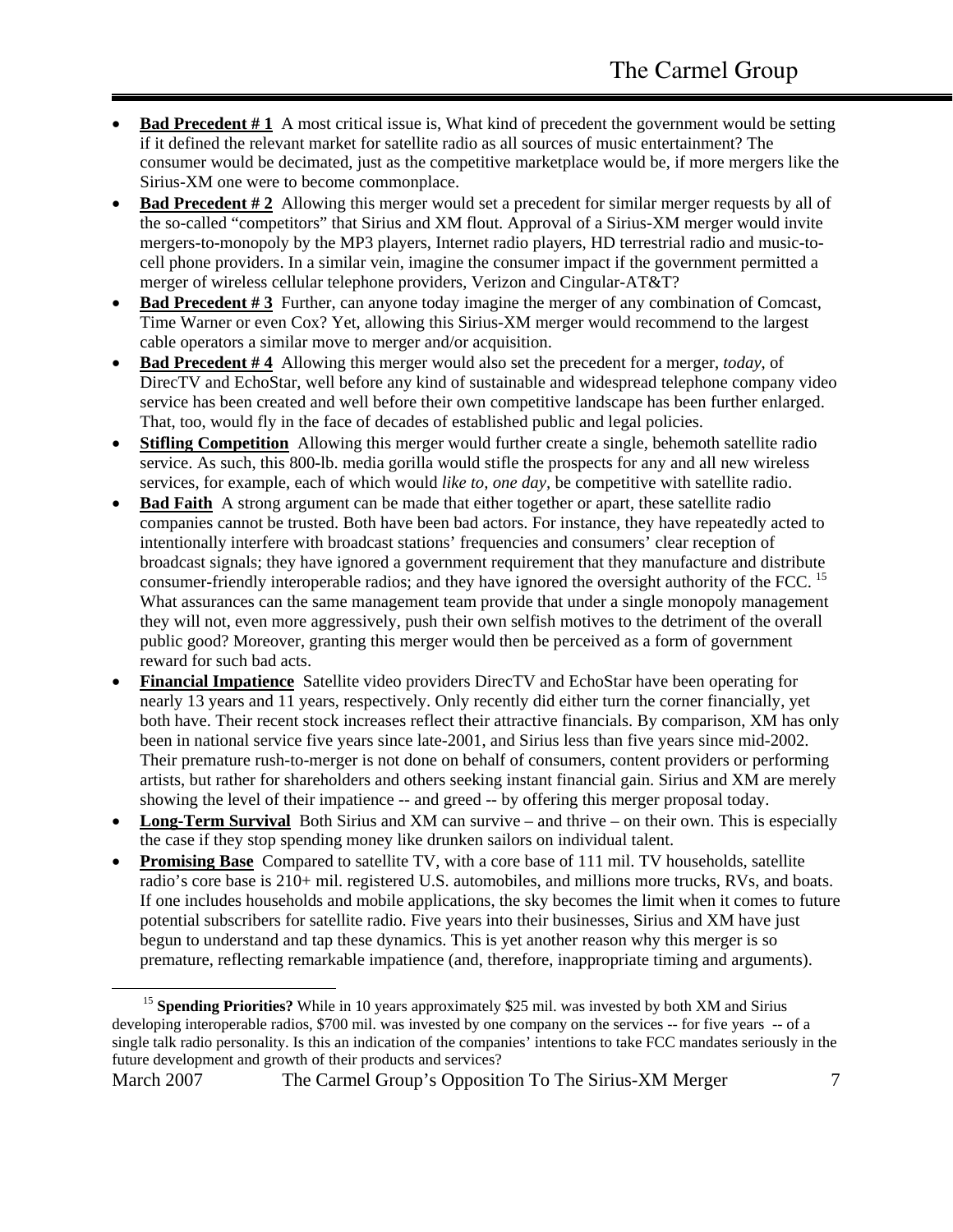- **Bad Precedent # 1** A most critical issue is, What kind of precedent the government would be setting if it defined the relevant market for satellite radio as all sources of music entertainment? The consumer would be decimated, just as the competitive marketplace would be, if more mergers like the Sirius-XM one were to become commonplace.
- **Bad Precedent # 2** Allowing this merger would set a precedent for similar merger requests by all of the so-called "competitors" that Sirius and XM flout. Approval of a Sirius-XM merger would invite mergers-to-monopoly by the MP3 players, Internet radio players, HD terrestrial radio and music-to-cell phone providers. In a similar vein, imagine the consumer impact if the government permitted a merger of wireless cellular telephone providers, Verizon and Cingular-AT&T?
- **Bad Precedent # 3** Further, can anyone today imagine the merger of any combination of Comcast, Time Warner or even Cox? Yet, allowing this Sirius-XM merger would recommend to the largest cable operators a similar move to merger and/or acquisition.
- **Bad Precedent # 4** Allowing this merger would also set the precedent for a merger, *today*, of DirecTV and EchoStar, well before any kind of sustainable and widespread telephone company video service has been created and well before their own competitive landscape has been further enlarged. That, too, would fly in the face of decades of established public and legal policies.
- **Stifling Competition** Allowing this merger would further create a single, behemoth satellite radio service. As such, this 800-lb. media gorilla would stifle the prospects for any and all new wireless services, for example, each of which would *like to, one day,* be competitive with satellite radio.
- **Bad Faith** A strong argument can be made that either together or apart, these satellite radio companies cannot be trusted. Both have been bad actors. For instance, they have repeatedly acted to intentionally interfere with broadcast stations' frequencies and consumers' clear reception of broadcast signals; they have ignored a government requirement that they manufacture and distribute consumer-friendly interoperable radios; and they have ignored the oversight authority of the FCC. [15] What assurances can the same management team provide that under a single monopoly management they will not, even more aggressively, push their own selfish motives to the detriment of the overall public good? Moreover, granting this merger would then be perceived as a form of government reward for such bad acts.
- **Financial Impatience** Satellite video providers DirecTV and EchoStar have been operating for nearly 13 years and 11 years, respectively. Only recently did either turn the corner financially, yet both have. Their recent stock increases reflect their attractive financials. By comparison, XM has only been in national service five years since late-2001, and Sirius less than five years since mid-2002. Their premature rush-to-merger is not done on behalf of consumers, content providers or performing artists, but rather for shareholders and others seeking instant financial gain. Sirius and XM are merely showing the level of their impatience -- and greed -- by offering this merger proposal today.
- **Long-Term Survival** Both Sirius and XM can survive – and thrive – on their own. This is especially the case if they stop spending money like drunken sailors on individual talent.
- **Promising Base** Compared to satellite TV, with a core base of 111 mil. TV households, satellite radio's core base is 210+ mil. registered U.S. automobiles, and millions more trucks, RVs, and boats. If one includes households and mobile applications, the sky becomes the limit when it comes to future potential subscribers for satellite radio. Five years into their businesses, Sirius and XM have just begun to understand and tap these dynamics. This is yet another reason why this merger is so premature, reflecting remarkable impatience (and, therefore, inappropriate timing and arguments).

[15] **Spending Priorities?** While in 10 years approximately $25 mil. was invested by both XM and Sirius developing interoperable radios, $700 mil. was invested by one company on the services -- for five years -- of a single talk radio personality. Is this an indication of the companies' intentions to take FCC mandates seriously in the future development and growth of their products and services?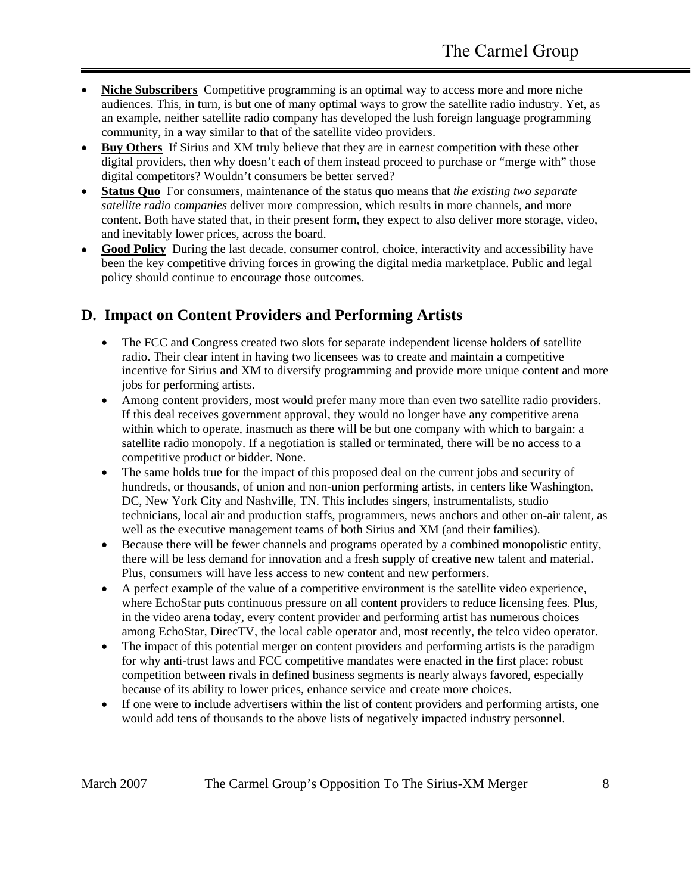- **Niche Subscribers** Competitive programming is an optimal way to access more and more niche audiences. This, in turn, is but one of many optimal ways to grow the satellite radio industry. Yet, as an example, neither satellite radio company has developed the lush foreign language programming community, in a way similar to that of the satellite video providers.
- **Buy Others** If Sirius and XM truly believe that they are in earnest competition with these other digital providers, then why doesn't each of them instead proceed to purchase or "merge with" those digital competitors? Wouldn't consumers be better served?
- **Status Quo** For consumers, maintenance of the status quo means that *the existing two separate satellite radio companies* deliver more compression, which results in more channels, and more content. Both have stated that, in their present form, they expect to also deliver more storage, video, and inevitably lower prices, across the board.
- **Good Policy** During the last decade, consumer control, choice, interactivity and accessibility have been the key competitive driving forces in growing the digital media marketplace. Public and legal policy should continue to encourage those outcomes.

## D. Impact on Content Providers and Performing Artists

- The FCC and Congress created two slots for separate independent license holders of satellite radio. Their clear intent in having two licensees was to create and maintain a competitive incentive for Sirius and XM to diversify programming and provide more unique content and more jobs for performing artists.
- Among content providers, most would prefer many more than even two satellite radio providers. If this deal receives government approval, they would no longer have any competitive arena within which to operate, inasmuch as there will be but one company with which to bargain: a satellite radio monopoly. If a negotiation is stalled or terminated, there will be no access to a competitive product or bidder. None.
- The same holds true for the impact of this proposed deal on the current jobs and security of hundreds, or thousands, of union and non-union performing artists, in centers like Washington, DC, New York City and Nashville, TN. This includes singers, instrumentalists, studio technicians, local air and production staffs, programmers, news anchors and other on-air talent, as well as the executive management teams of both Sirius and XM (and their families).
- Because there will be fewer channels and programs operated by a combined monopolistic entity, there will be less demand for innovation and a fresh supply of creative new talent and material. Plus, consumers will have less access to new content and new performers.
- A perfect example of the value of a competitive environment is the satellite video experience, where EchoStar puts continuous pressure on all content providers to reduce licensing fees. Plus, in the video arena today, every content provider and performing artist has numerous choices among EchoStar, DirecTV, the local cable operator and, most recently, the telco video operator.
- The impact of this potential merger on content providers and performing artists is the paradigm for why anti-trust laws and FCC competitive mandates were enacted in the first place: robust competition between rivals in defined business segments is nearly always favored, especially because of its ability to lower prices, enhance service and create more choices.
- If one were to include advertisers within the list of content providers and performing artists, one would add tens of thousands to the above lists of negatively impacted industry personnel.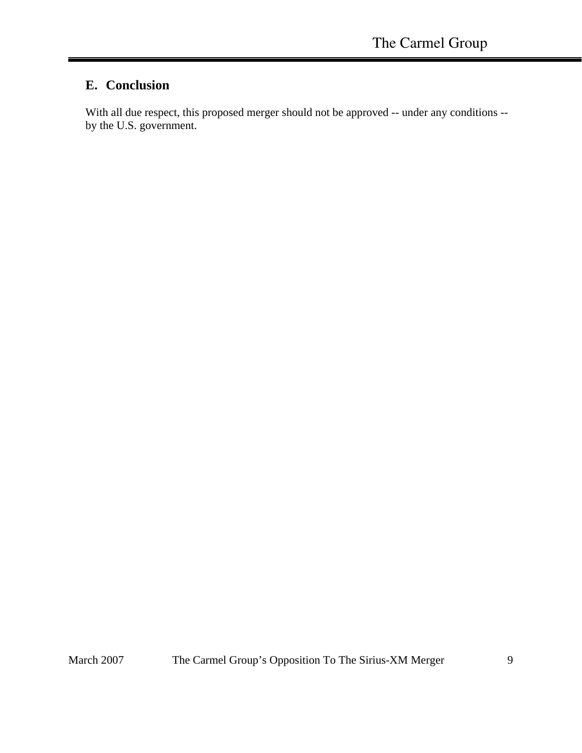## E. Conclusion

With all due respect, this proposed merger should not be approved -- under any conditions -- by the U.S. government.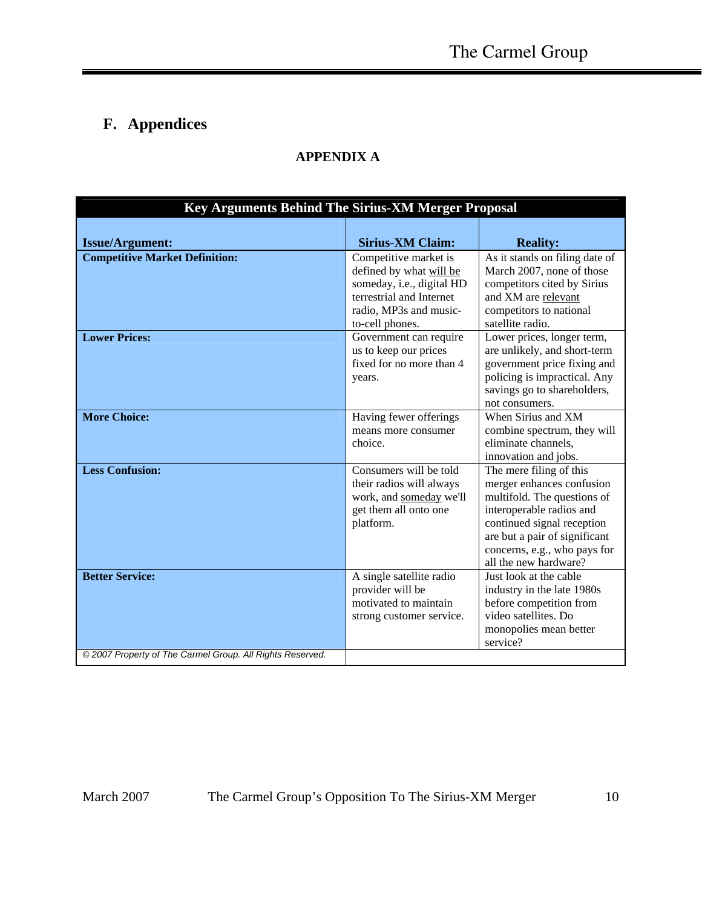## F. Appendices

### APPENDIX A

| Key Arguments Behind The Sirius-XM Merger Proposal | | |
|---|---|---|
| **Issue/Argument:** | **Sirius-XM Claim:** | **Reality:** |
| **Competitive Market Definition:** | Competitive market is defined by what <u>will be</u> someday, i.e., digital HD terrestrial and Internet radio, MP3s and music-to-cell phones. | As it stands on filing date of March 2007, none of those competitors cited by Sirius and XM are <u>relevant</u> competitors to national satellite radio. |
| **Lower Prices:** | Government can require us to keep our prices fixed for no more than 4 years. | Lower prices, longer term, are unlikely, and short-term government price fixing and policing is impractical. Any savings go to shareholders, not consumers. |
| **More Choice:** | Having fewer offerings means more consumer choice. | When Sirius and XM combine spectrum, they will eliminate channels, innovation and jobs. |
| **Less Confusion:** | Consumers will be told their radios will always work, and <u>someday</u> we'll get them all onto one platform. | The mere filing of this merger enhances confusion multifold. The questions of interoperable radios and continued signal reception are but a pair of significant concerns, e.g., who pays for all the new hardware? |
| **Better Service:** | A single satellite radio provider will be motivated to maintain strong customer service. | Just look at the cable industry in the late 1980s before competition from video satellites. Do monopolies mean better service? |
| *© 2007 Property of The Carmel Group. All Rights Reserved.* | | |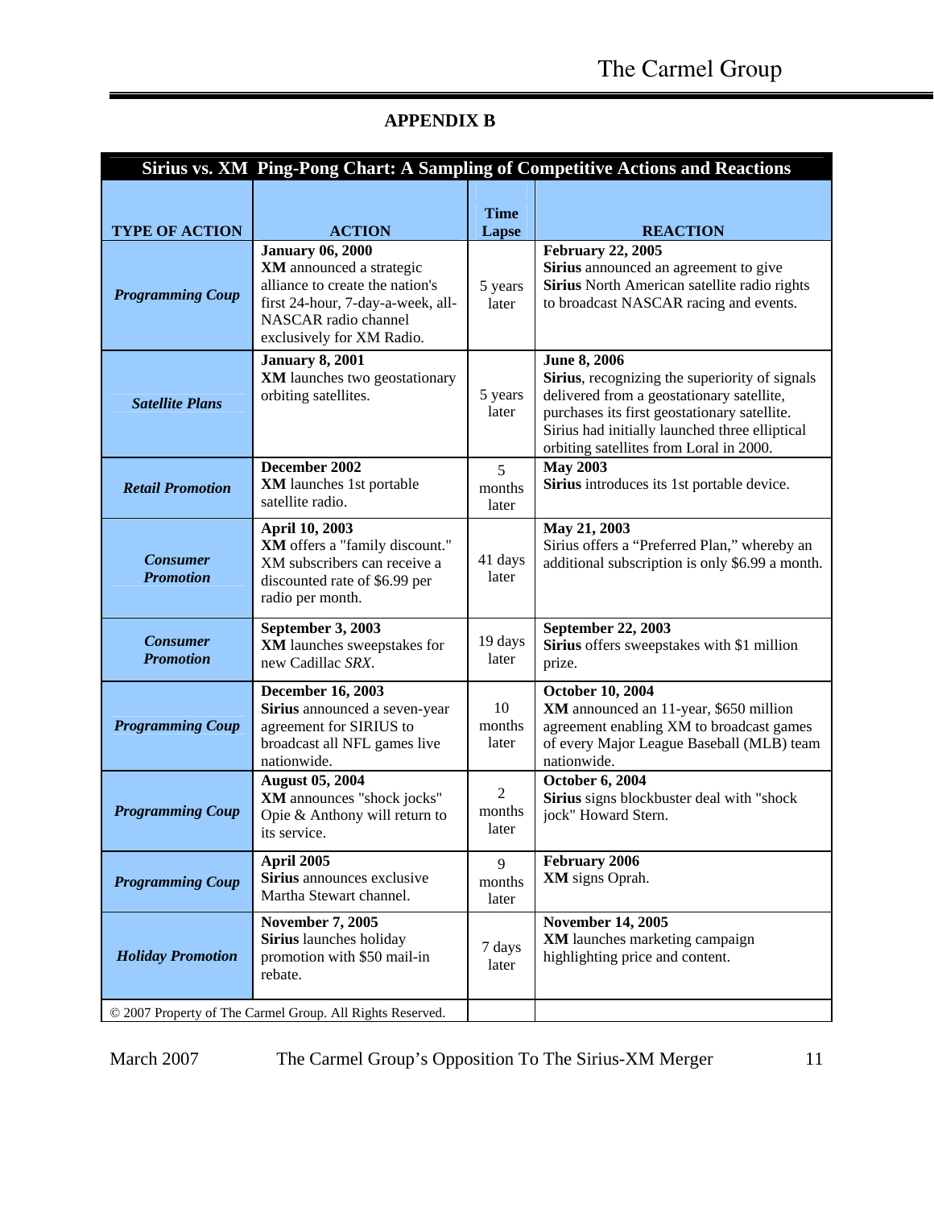## APPENDIX B

| Sirius vs. XM Ping-Pong Chart: A Sampling of Competitive Actions and Reactions | | | |
|---|---|---|---|
| **TYPE OF ACTION** | **ACTION** | **Time Lapse** | **REACTION** |
| ***Programming Coup*** | **January 06, 2000** **XM** announced a strategic alliance to create the nation's first 24-hour, 7-day-a-week, all-NASCAR radio channel exclusively for XM Radio. | 5 years later | **February 22, 2005** **Sirius** announced an agreement to give **Sirius** North American satellite radio rights to broadcast NASCAR racing and events. |
| ***Satellite Plans*** | **January 8, 2001** **XM** launches two geostationary orbiting satellites. | 5 years later | **June 8, 2006** **Sirius**, recognizing the superiority of signals delivered from a geostationary satellite, purchases its first geostationary satellite. Sirius had initially launched three elliptical orbiting satellites from Loral in 2000. |
| ***Retail Promotion*** | **December 2002** **XM** launches 1st portable satellite radio. | 5 months later | **May 2003** **Sirius** introduces its 1st portable device. |
| ***Consumer Promotion*** | **April 10, 2003** **XM** offers a "family discount." XM subscribers can receive a discounted rate of $6.99 per radio per month. | 41 days later | **May 21, 2003** Sirius offers a "Preferred Plan," whereby an additional subscription is only $6.99 a month. |
| ***Consumer Promotion*** | **September 3, 2003** **XM** launches sweepstakes for new Cadillac *SRX*. | 19 days later | **September 22, 2003** **Sirius** offers sweepstakes with $1 million prize. |
| ***Programming Coup*** | **December 16, 2003** **Sirius** announced a seven-year agreement for SIRIUS to broadcast all NFL games live nationwide. | 10 months later | **October 10, 2004** **XM** announced an 11-year, $650 million agreement enabling XM to broadcast games of every Major League Baseball (MLB) team nationwide. |
| ***Programming Coup*** | **August 05, 2004** **XM** announces "shock jocks" Opie & Anthony will return to its service. | 2 months later | **October 6, 2004** **Sirius** signs blockbuster deal with "shock jock" Howard Stern. |
| ***Programming Coup*** | **April 2005** **Sirius** announces exclusive Martha Stewart channel. | 9 months later | **February 2006** **XM** signs Oprah. |
| ***Holiday Promotion*** | **November 7, 2005** **Sirius** launches holiday promotion with $50 mail-in rebate. | 7 days later | **November 14, 2005** **XM** launches marketing campaign highlighting price and content. |
| © 2007 Property of The Carmel Group. All Rights Reserved. | | | |